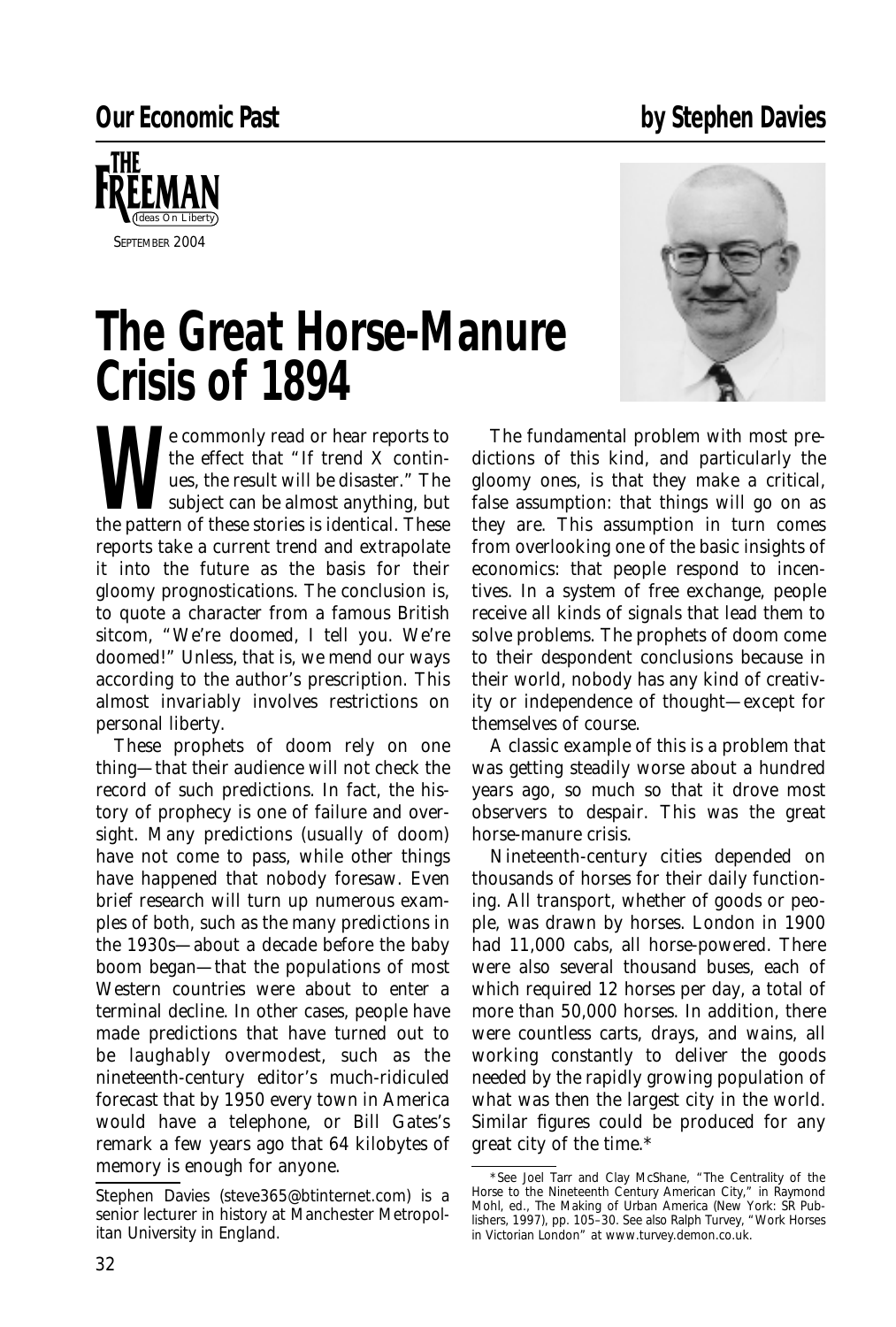Our Economic Past

by Stephen Davies

THE FREEMAN Ideas On Liberty

SEPTEMBER 2004

# The Great Horse-Manure Crisis of 1894

We commonly read or hear reports to the effect that "If trend X continues, the result will be disaster." The subject can be almost anything, but the pattern of these stories is identical. These reports take a current trend and extrapolate it into the future as the basis for their gloomy prognostications. The conclusion is, to quote a character from a famous British sitcom, "We're doomed, I tell you. We're doomed!" Unless, that is, we mend our ways according to the author's prescription. This almost invariably involves restrictions on personal liberty.

These prophets of doom rely on one thing—that their audience will not check the record of such predictions. In fact, the history of prophecy is one of failure and oversight. Many predictions (usually of doom) have not come to pass, while other things have happened that nobody foresaw. Even brief research will turn up numerous examples of both, such as the many predictions in the 1930s—about a decade before the baby boom began—that the populations of most Western countries were about to enter a terminal decline. In other cases, people have made predictions that have turned out to be laughably overmodest, such as the nineteenth-century editor's much-ridiculed forecast that by 1950 every town in America would have a telephone, or Bill Gates's remark a few years ago that 64 kilobytes of memory is enough for anyone.

The fundamental problem with most predictions of this kind, and particularly the gloomy ones, is that they make a critical, false assumption: that things will go on as they are. This assumption in turn comes from overlooking one of the basic insights of economics: that people respond to incentives. In a system of free exchange, people receive all kinds of signals that lead them to solve problems. The prophets of doom come to their despondent conclusions because in their world, nobody has any kind of creativity or independence of thought—except for themselves of course.

A classic example of this is a problem that was getting steadily worse about a hundred years ago, so much so that it drove most observers to despair. This was the great horse-manure crisis.

Nineteenth-century cities depended on thousands of horses for their daily functioning. All transport, whether of goods or people, was drawn by horses. London in 1900 had 11,000 cabs, all horse-powered. There were also several thousand buses, each of which required 12 horses per day, a total of more than 50,000 horses. In addition, there were countless carts, drays, and wains, all working constantly to deliver the goods needed by the rapidly growing population of what was then the largest city in the world. Similar figures could be produced for any great city of the time.*

---

Stephen Davies (steve365@btinternet.com) is a senior lecturer in history at Manchester Metropolitan University in England.

*See Joel Tarr and Clay McShane, "The Centrality of the Horse to the Nineteenth Century American City," in Raymond Mohl, ed., The Making of Urban America (New York: SR Publishers, 1997), pp. 105–30. See also Ralph Turvey, "Work Horses in Victorian London" at www.turvey.demon.co.uk.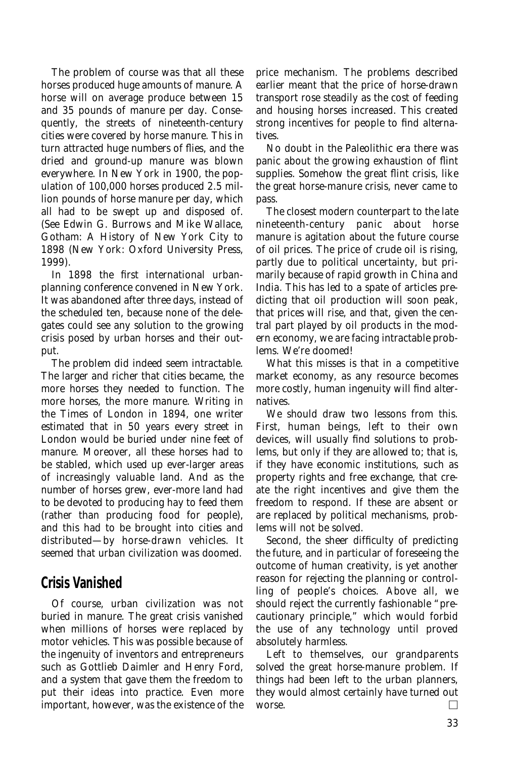The problem of course was that all these horses produced huge amounts of manure. A horse will on average produce between 15 and 35 pounds of manure per day. Consequently, the streets of nineteenth-century cities were covered by horse manure. This in turn attracted huge numbers of flies, and the dried and ground-up manure was blown everywhere. In New York in 1900, the population of 100,000 horses produced 2.5 million pounds of horse manure per day, which all had to be swept up and disposed of. (See Edwin G. Burrows and Mike Wallace, Gotham: A History of New York City to 1898 (New York: Oxford University Press, 1999).

In 1898 the first international urban-planning conference convened in New York. It was abandoned after three days, instead of the scheduled ten, because none of the delegates could see any solution to the growing crisis posed by urban horses and their output.

The problem did indeed seem intractable. The larger and richer that cities became, the more horses they needed to function. The more horses, the more manure. Writing in the Times of London in 1894, one writer estimated that in 50 years every street in London would be buried under nine feet of manure. Moreover, all these horses had to be stabled, which used up ever-larger areas of increasingly valuable land. And as the number of horses grew, ever-more land had to be devoted to producing hay to feed them (rather than producing food for people), and this had to be brought into cities and distributed—by horse-drawn vehicles. It seemed that urban civilization was doomed.

## Crisis Vanished

Of course, urban civilization was not buried in manure. The great crisis vanished when millions of horses were replaced by motor vehicles. This was possible because of the ingenuity of inventors and entrepreneurs such as Gottlieb Daimler and Henry Ford, and a system that gave them the freedom to put their ideas into practice. Even more important, however, was the existence of the price mechanism. The problems described earlier meant that the price of horse-drawn transport rose steadily as the cost of feeding and housing horses increased. This created strong incentives for people to find alternatives.

No doubt in the Paleolithic era there was panic about the growing exhaustion of flint supplies. Somehow the great flint crisis, like the great horse-manure crisis, never came to pass.

The closest modern counterpart to the late nineteenth-century panic about horse manure is agitation about the future course of oil prices. The price of crude oil is rising, partly due to political uncertainty, but primarily because of rapid growth in China and India. This has led to a spate of articles predicting that oil production will soon peak, that prices will rise, and that, given the central part played by oil products in the modern economy, we are facing intractable problems. We're doomed!

What this misses is that in a competitive market economy, as any resource becomes more costly, human ingenuity will find alternatives.

We should draw two lessons from this. First, human beings, left to their own devices, will usually find solutions to problems, but only if they are allowed to; that is, if they have economic institutions, such as property rights and free exchange, that create the right incentives and give them the freedom to respond. If these are absent or are replaced by political mechanisms, problems will not be solved.

Second, the sheer difficulty of predicting the future, and in particular of foreseeing the outcome of human creativity, is yet another reason for rejecting the planning or controlling of people's choices. Above all, we should reject the currently fashionable "precautionary principle," which would forbid the use of any technology until proved absolutely harmless.

Left to themselves, our grandparents solved the great horse-manure problem. If things had been left to the urban planners, they would almost certainly have turned out worse. □